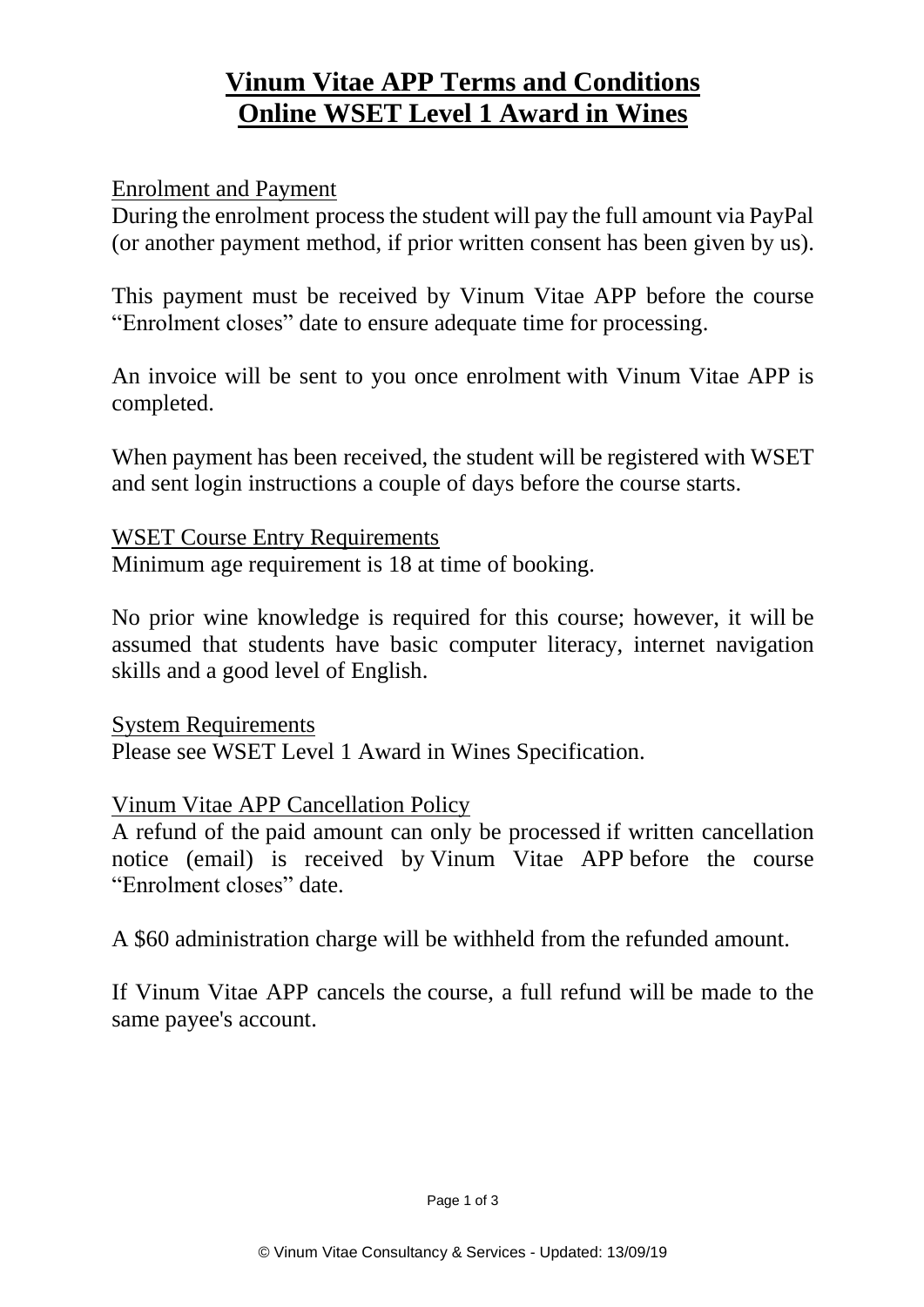# Vinum Vitae APP Terms and Conditions
# Online WSET Level 1 Award in Wines

## Enrolment and Payment

During the enrolment process the student will pay the full amount via PayPal (or another payment method, if prior written consent has been given by us).

This payment must be received by Vinum Vitae APP before the course "Enrolment closes" date to ensure adequate time for processing.

An invoice will be sent to you once enrolment with Vinum Vitae APP is completed.

When payment has been received, the student will be registered with WSET and sent login instructions a couple of days before the course starts.

## WSET Course Entry Requirements

Minimum age requirement is 18 at time of booking.

No prior wine knowledge is required for this course; however, it will be assumed that students have basic computer literacy, internet navigation skills and a good level of English.

## System Requirements

Please see WSET Level 1 Award in Wines Specification.

## Vinum Vitae APP Cancellation Policy

A refund of the paid amount can only be processed if written cancellation notice (email) is received by Vinum Vitae APP before the course "Enrolment closes" date.

A $60 administration charge will be withheld from the refunded amount.

If Vinum Vitae APP cancels the course, a full refund will be made to the same payee's account.

© Vinum Vitae Consultancy & Services - Updated: 13/09/19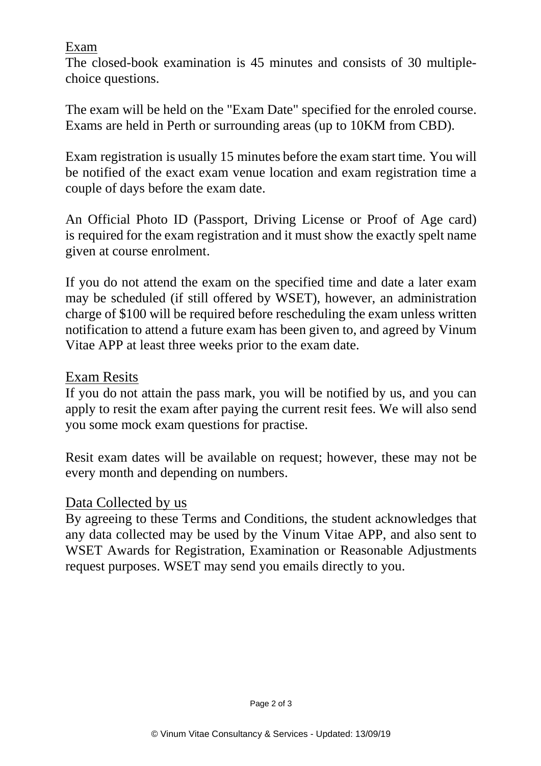## Exam

The closed-book examination is 45 minutes and consists of 30 multiple-choice questions.

The exam will be held on the "Exam Date" specified for the enroled course. Exams are held in Perth or surrounding areas (up to 10KM from CBD).

Exam registration is usually 15 minutes before the exam start time. You will be notified of the exact exam venue location and exam registration time a couple of days before the exam date.

An Official Photo ID (Passport, Driving License or Proof of Age card) is required for the exam registration and it must show the exactly spelt name given at course enrolment.

If you do not attend the exam on the specified time and date a later exam may be scheduled (if still offered by WSET), however, an administration charge of $100 will be required before rescheduling the exam unless written notification to attend a future exam has been given to, and agreed by Vinum Vitae APP at least three weeks prior to the exam date.

## Exam Resits

If you do not attain the pass mark, you will be notified by us, and you can apply to resit the exam after paying the current resit fees. We will also send you some mock exam questions for practise.

Resit exam dates will be available on request; however, these may not be every month and depending on numbers.

## Data Collected by us

By agreeing to these Terms and Conditions, the student acknowledges that any data collected may be used by the Vinum Vitae APP, and also sent to WSET Awards for Registration, Examination or Reasonable Adjustments request purposes. WSET may send you emails directly to you.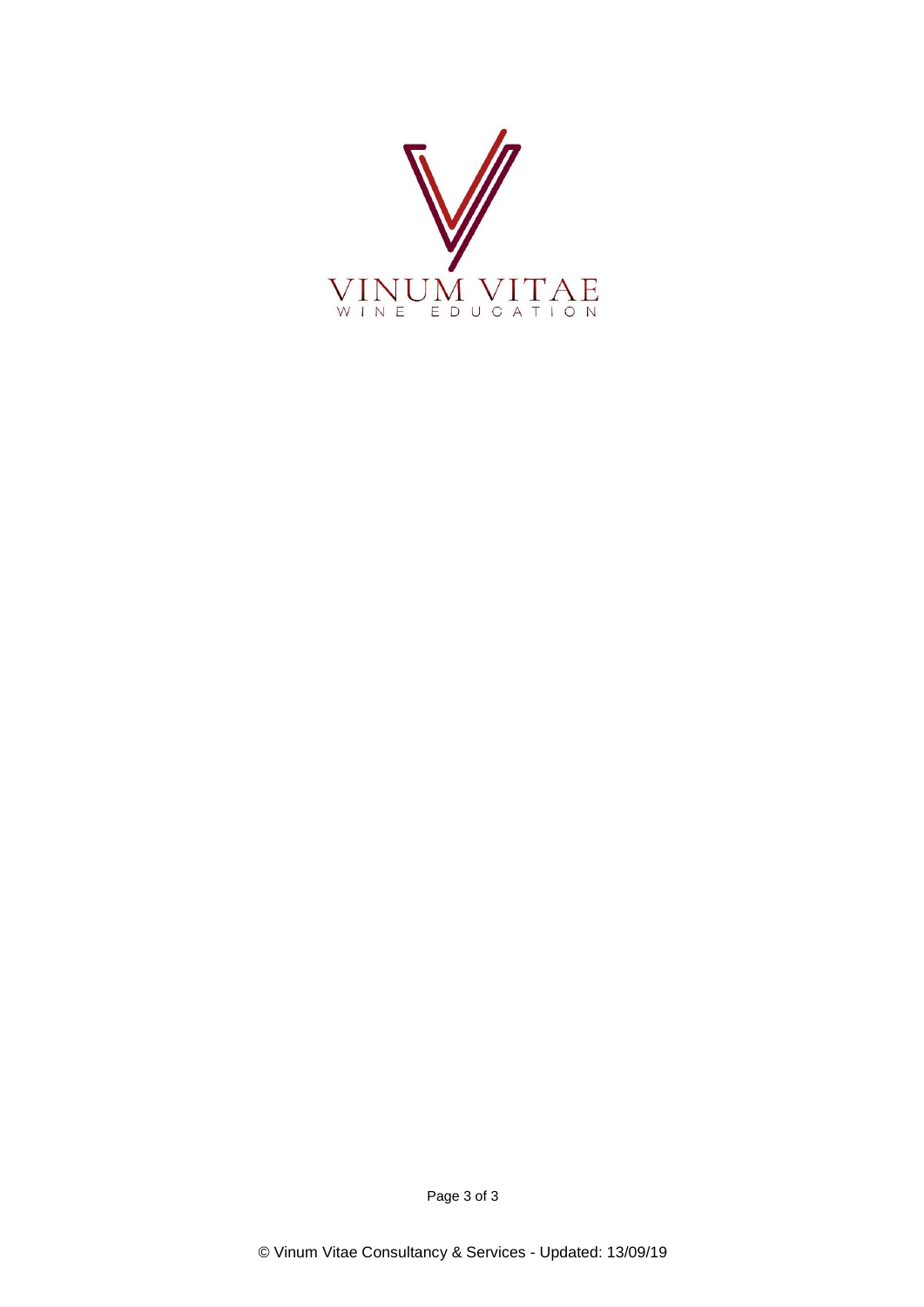VINUM VITAE

WINE EDUCATION